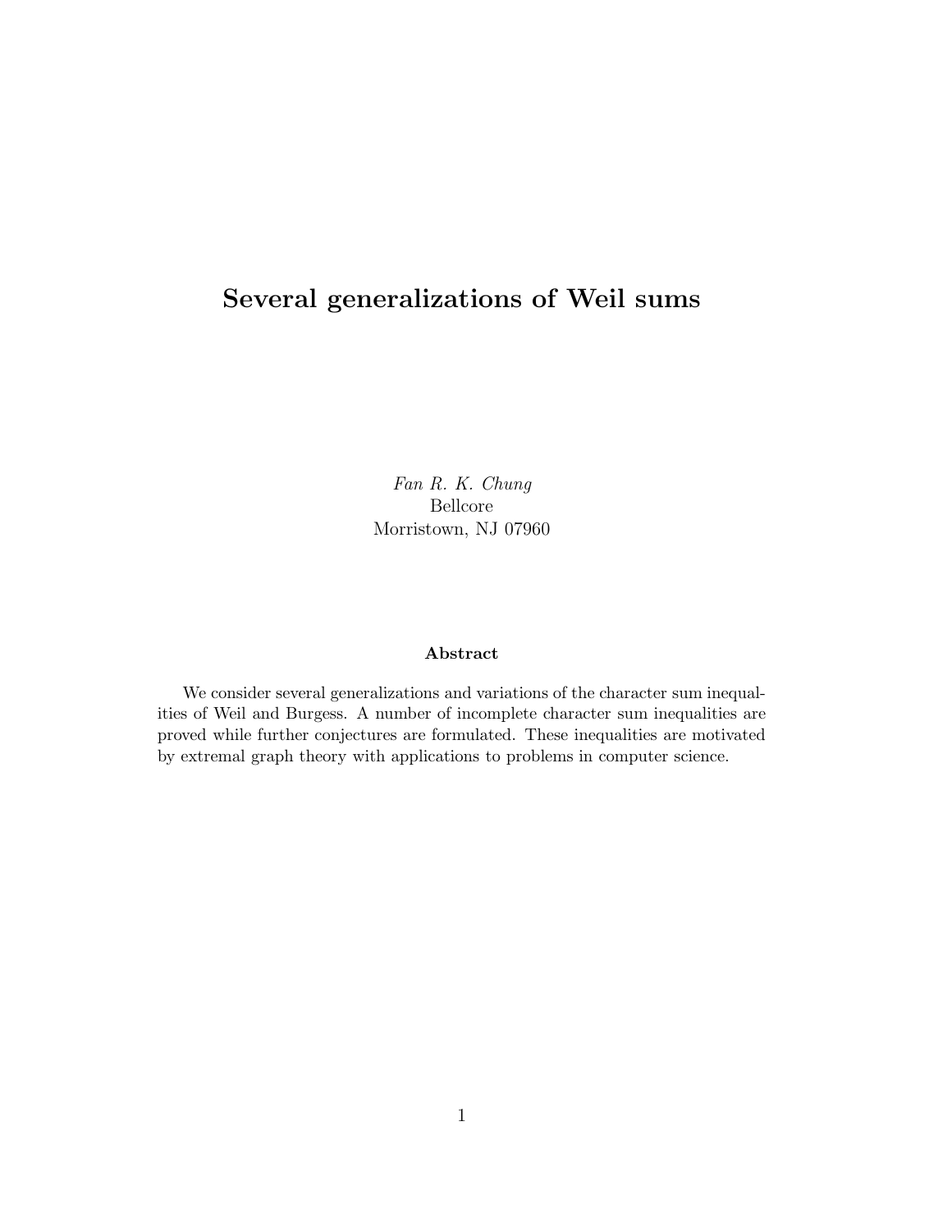# Several generalizations of Weil sums

*Fan R. K. Chung*
Bellcore
Morristown, NJ 07960

## Abstract

We consider several generalizations and variations of the character sum inequalities of Weil and Burgess. A number of incomplete character sum inequalities are proved while further conjectures are formulated. These inequalities are motivated by extremal graph theory with applications to problems in computer science.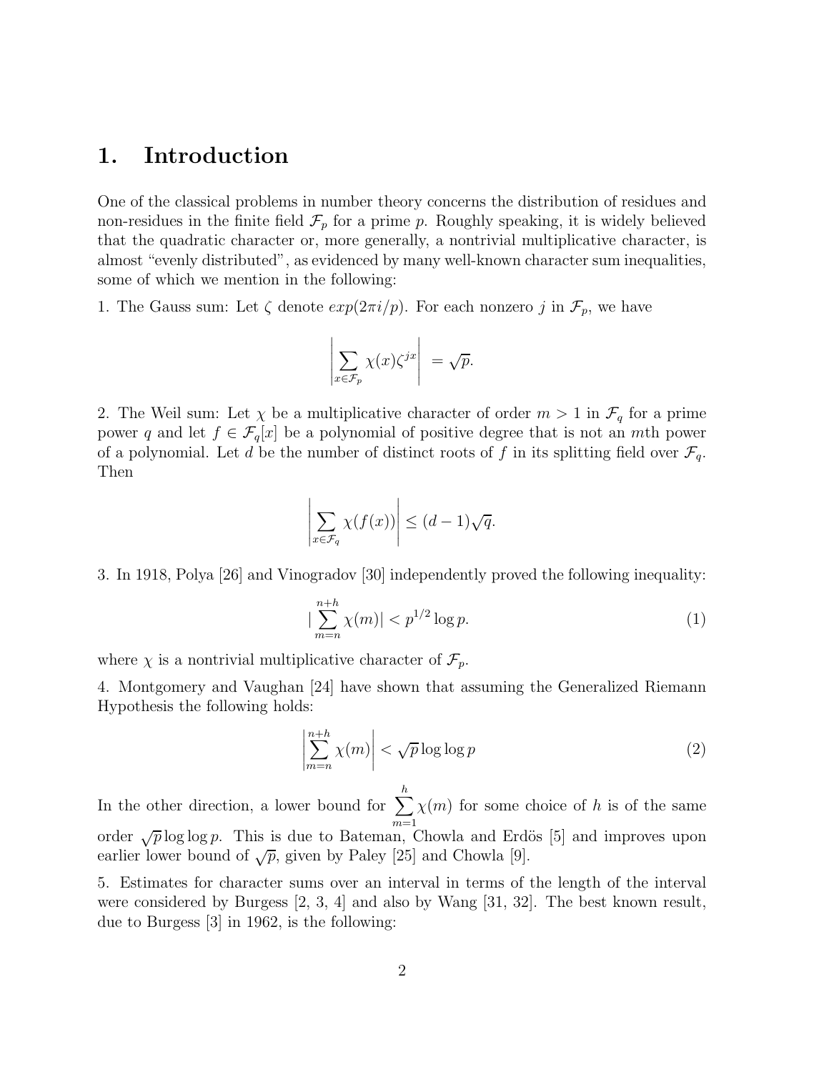# 1. Introduction

One of the classical problems in number theory concerns the distribution of residues and non-residues in the finite field $\mathcal{F}_p$ for a prime $p$. Roughly speaking, it is widely believed that the quadratic character or, more generally, a nontrivial multiplicative character, is almost "evenly distributed", as evidenced by many well-known character sum inequalities, some of which we mention in the following:

1. The Gauss sum: Let $\zeta$ denote $exp(2\pi i/p)$. For each nonzero $j$ in $\mathcal{F}_p$, we have

$$\left| \sum_{x \in \mathcal{F}_p} \chi(x)\zeta^{jx} \right| = \sqrt{p}.$$

2. The Weil sum: Let $\chi$ be a multiplicative character of order $m > 1$ in $\mathcal{F}_q$ for a prime power $q$ and let $f \in \mathcal{F}_q[x]$ be a polynomial of positive degree that is not an $m$th power of a polynomial. Let $d$ be the number of distinct roots of $f$ in its splitting field over $\mathcal{F}_q$. Then

$$\left| \sum_{x \in \mathcal{F}_q} \chi(f(x)) \right| \leq (d-1)\sqrt{q}.$$

3. In 1918, Polya [26] and Vinogradov [30] independently proved the following inequality:

$$|\sum_{m=n}^{n+h} \chi(m)| < p^{1/2} \log p. \tag{1}$$

where $\chi$ is a nontrivial multiplicative character of $\mathcal{F}_p$.

4. Montgomery and Vaughan [24] have shown that assuming the Generalized Riemann Hypothesis the following holds:

$$\left| \sum_{m=n}^{n+h} \chi(m) \right| < \sqrt{p} \log \log p \tag{2}$$

In the other direction, a lower bound for $\sum_{m=1}^{h} \chi(m)$ for some choice of $h$ is of the same order $\sqrt{p} \log \log p$. This is due to Bateman, Chowla and Erdös [5] and improves upon earlier lower bound of $\sqrt{p}$, given by Paley [25] and Chowla [9].

5. Estimates for character sums over an interval in terms of the length of the interval were considered by Burgess [2, 3, 4] and also by Wang [31, 32]. The best known result, due to Burgess [3] in 1962, is the following: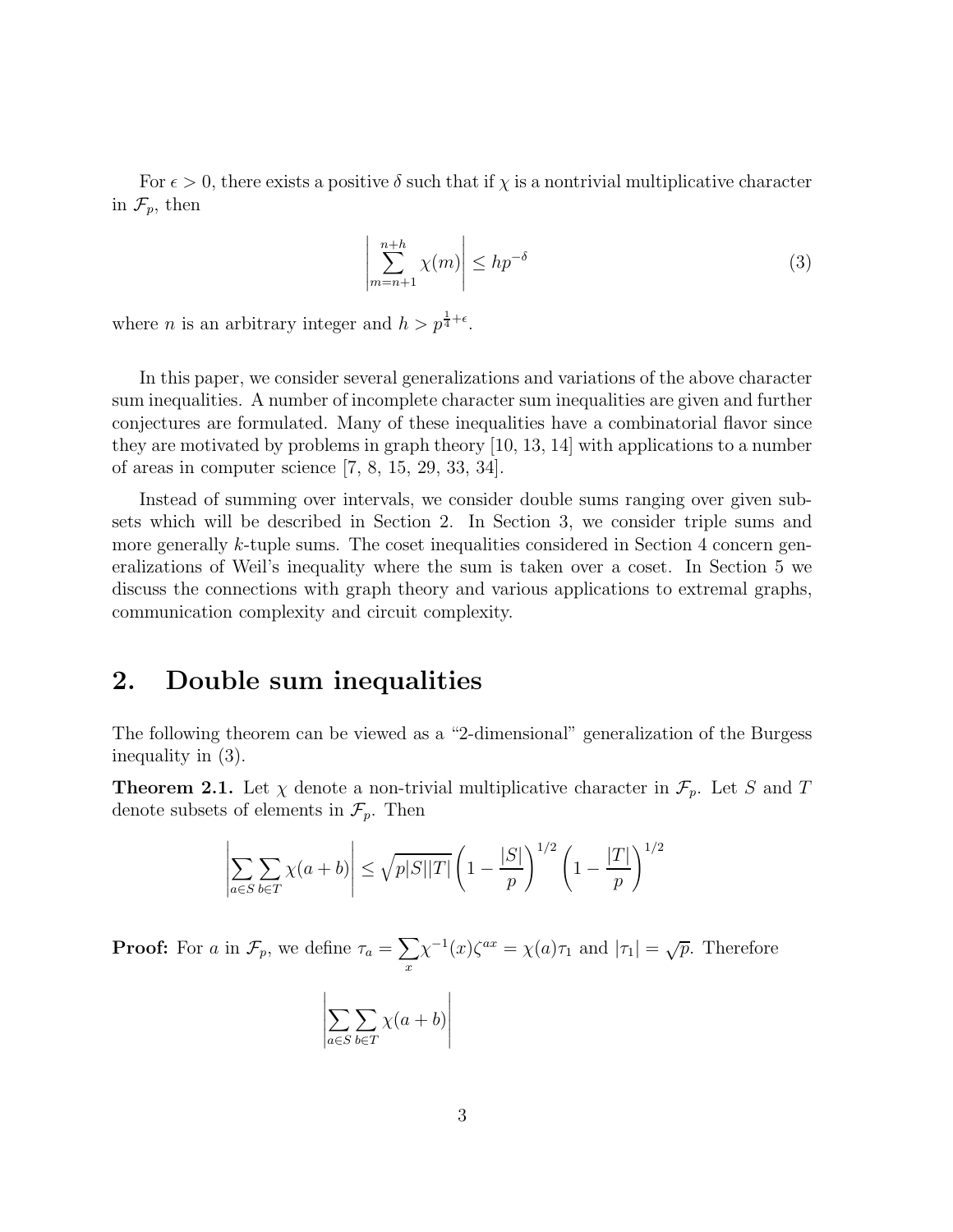For $\epsilon > 0$, there exists a positive $\delta$ such that if $\chi$ is a nontrivial multiplicative character in $\mathcal{F}_p$, then

$$\left| \sum_{m=n+1}^{n+h} \chi(m) \right| \leq hp^{-\delta} \tag{3}$$

where $n$ is an arbitrary integer and $h > p^{\frac{1}{4}+\epsilon}$.

In this paper, we consider several generalizations and variations of the above character sum inequalities. A number of incomplete character sum inequalities are given and further conjectures are formulated. Many of these inequalities have a combinatorial flavor since they are motivated by problems in graph theory [10, 13, 14] with applications to a number of areas in computer science [7, 8, 15, 29, 33, 34].

Instead of summing over intervals, we consider double sums ranging over given subsets which will be described in Section 2. In Section 3, we consider triple sums and more generally $k$-tuple sums. The coset inequalities considered in Section 4 concern generalizations of Weil's inequality where the sum is taken over a coset. In Section 5 we discuss the connections with graph theory and various applications to extremal graphs, communication complexity and circuit complexity.

## 2. Double sum inequalities

The following theorem can be viewed as a "2-dimensional" generalization of the Burgess inequality in (3).

**Theorem 2.1.** Let $\chi$ denote a non-trivial multiplicative character in $\mathcal{F}_p$. Let $S$ and $T$ denote subsets of elements in $\mathcal{F}_p$. Then

$$\left| \sum_{a \in S} \sum_{b \in T} \chi(a+b) \right| \leq \sqrt{p|S||T|} \left(1 - \frac{|S|}{p}\right)^{1/2} \left(1 - \frac{|T|}{p}\right)^{1/2}$$

**Proof:** For $a$ in $\mathcal{F}_p$, we define $\tau_a = \sum_x \chi^{-1}(x) \zeta^{ax} = \chi(a)\tau_1$ and $|\tau_1| = \sqrt{p}$. Therefore

$$\left| \sum_{a \in S} \sum_{b \in T} \chi(a+b) \right|$$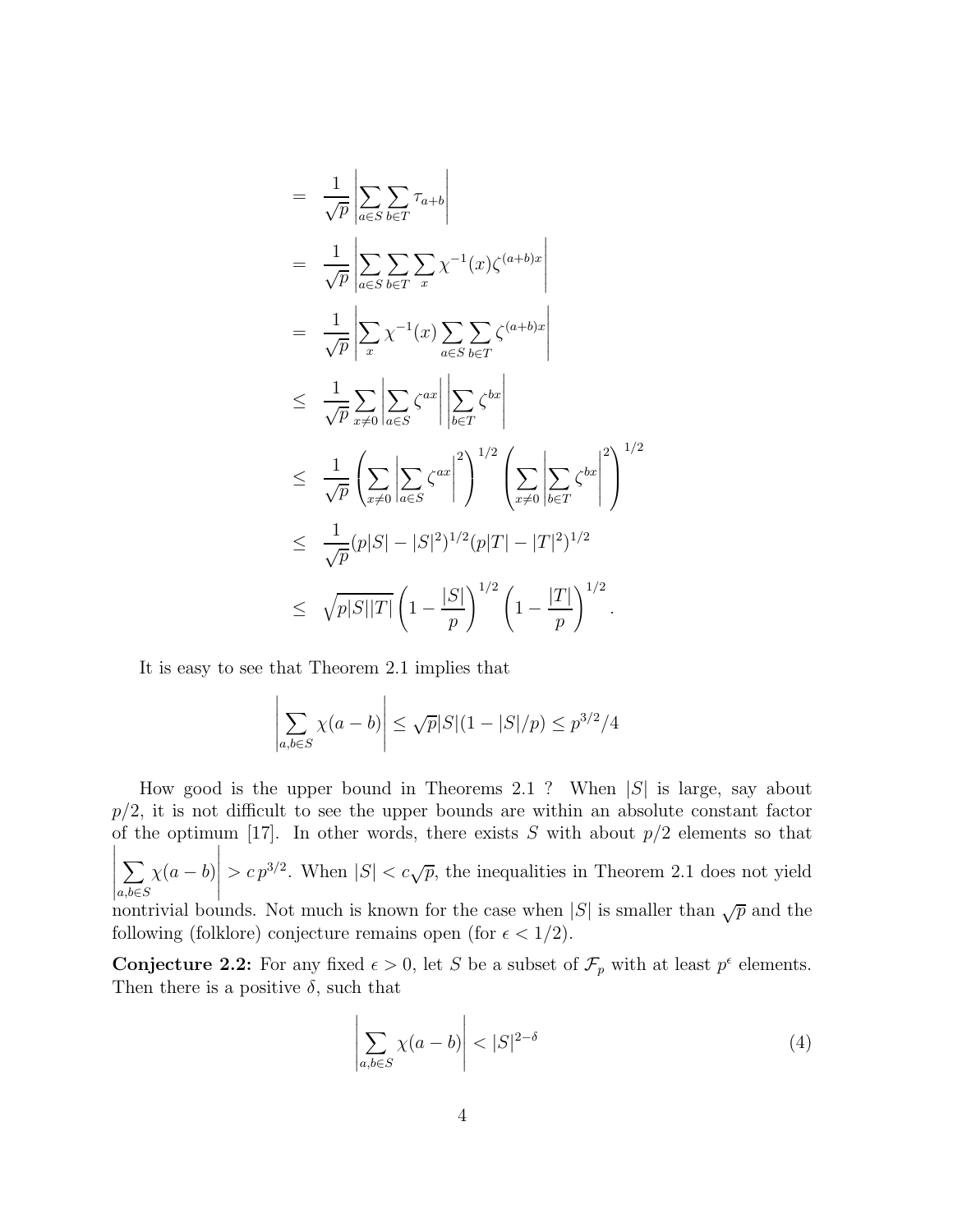$$
\begin{aligned}
&= \frac{1}{\sqrt{p}} \left| \sum_{a \in S} \sum_{b \in T} \tau_{a+b} \right| \\
&= \frac{1}{\sqrt{p}} \left| \sum_{a \in S} \sum_{b \in T} \sum_{x} \chi^{-1}(x) \zeta^{(a+b)x} \right| \\
&= \frac{1}{\sqrt{p}} \left| \sum_{x} \chi^{-1}(x) \sum_{a \in S} \sum_{b \in T} \zeta^{(a+b)x} \right| \\
&\leq \frac{1}{\sqrt{p}} \sum_{x \neq 0} \left| \sum_{a \in S} \zeta^{ax} \right| \left| \sum_{b \in T} \zeta^{bx} \right| \\
&\leq \frac{1}{\sqrt{p}} \left( \sum_{x \neq 0} \left| \sum_{a \in S} \zeta^{ax} \right|^2 \right)^{1/2} \left( \sum_{x \neq 0} \left| \sum_{b \in T} \zeta^{bx} \right|^2 \right)^{1/2} \\
&\leq \frac{1}{\sqrt{p}} (p|S| - |S|^2)^{1/2} (p|T| - |T|^2)^{1/2} \\
&\leq \sqrt{p|S||T|} \left( 1 - \frac{|S|}{p} \right)^{1/2} \left( 1 - \frac{|T|}{p} \right)^{1/2}.
\end{aligned}
$$

It is easy to see that Theorem 2.1 implies that

$$
\left| \sum_{a,b \in S} \chi(a-b) \right| \leq \sqrt{p}|S|(1 - |S|/p) \leq p^{3/2}/4
$$

How good is the upper bound in Theorems 2.1 ? When $|S|$ is large, say about $p/2$, it is not difficult to see the upper bounds are within an absolute constant factor of the optimum [17]. In other words, there exists $S$ with about $p/2$ elements so that $\left| \sum_{a,b \in S} \chi(a-b) \right| > c\, p^{3/2}$. When $|S| < c\sqrt{p}$, the inequalities in Theorem 2.1 does not yield nontrivial bounds. Not much is known for the case when $|S|$ is smaller than $\sqrt{p}$ and the following (folklore) conjecture remains open (for $\epsilon < 1/2$).

**Conjecture 2.2:** For any fixed $\epsilon > 0$, let $S$ be a subset of $\mathcal{F}_p$ with at least $p^\epsilon$ elements. Then there is a positive $\delta$, such that

$$
\left| \sum_{a,b \in S} \chi(a-b) \right| < |S|^{2-\delta} \tag{4}
$$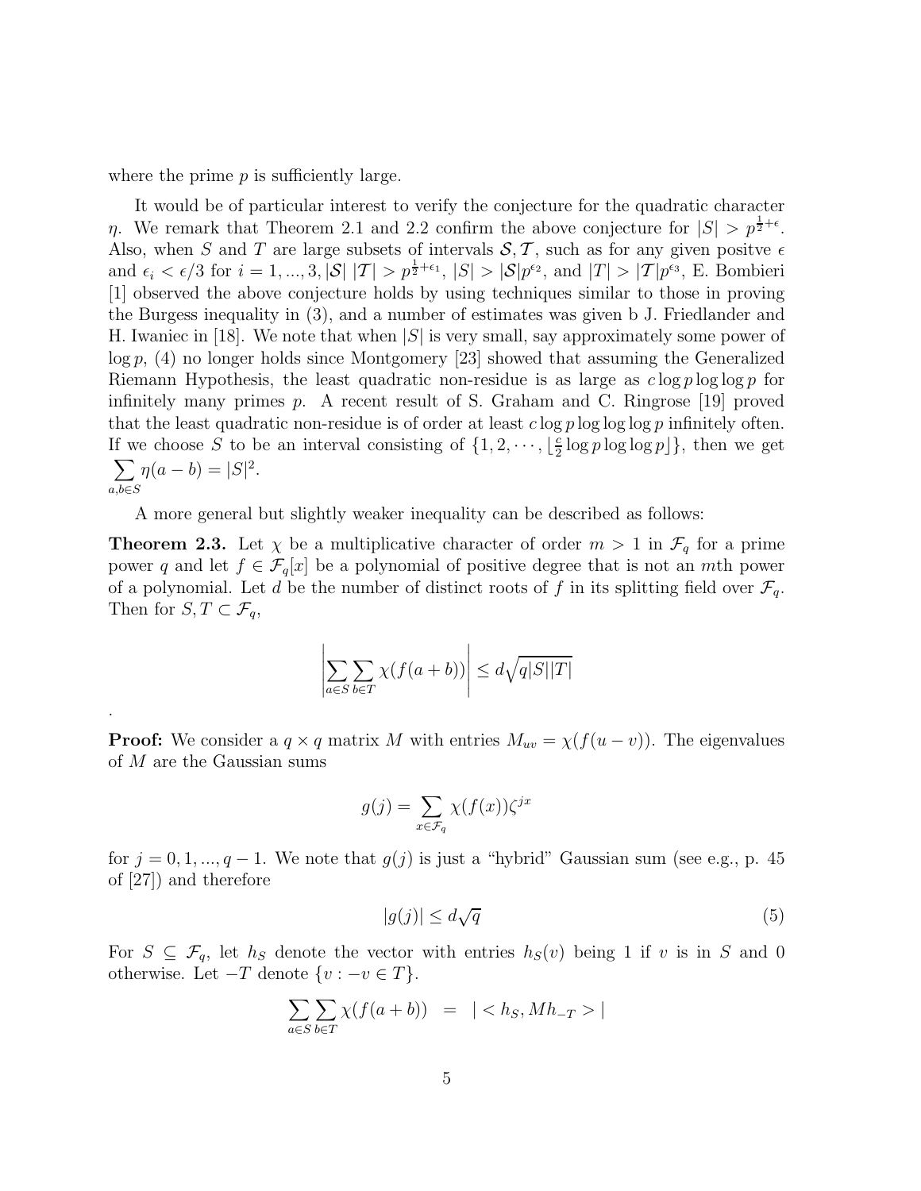where the prime $p$ is sufficiently large.

It would be of particular interest to verify the conjecture for the quadratic character $\eta$. We remark that Theorem 2.1 and 2.2 confirm the above conjecture for $|S| > p^{\frac{1}{2}+\epsilon}$. Also, when $S$ and $T$ are large subsets of intervals $\mathcal{S}, \mathcal{T}$, such as for any given positve $\epsilon$ and $\epsilon_i < \epsilon/3$ for $i = 1, ..., 3$, $|\mathcal{S}|\ |\mathcal{T}| > p^{\frac{1}{2}+\epsilon_1}$, $|S| > |\mathcal{S}|p^{\epsilon_2}$, and $|T| > |\mathcal{T}|p^{\epsilon_3}$, E. Bombieri [1] observed the above conjecture holds by using techniques similar to those in proving the Burgess inequality in (3), and a number of estimates was given b J. Friedlander and H. Iwaniec in [18]. We note that when $|S|$ is very small, say approximately some power of $\log p$, (4) no longer holds since Montgomery [23] showed that assuming the Generalized Riemann Hypothesis, the least quadratic non-residue is as large as $c \log p \log \log p$ for infinitely many primes $p$. A recent result of S. Graham and C. Ringrose [19] proved that the least quadratic non-residue is of order at least $c \log p \log \log \log p$ infinitely often. If we choose $S$ to be an interval consisting of $\{1, 2, \cdots, \lfloor \frac{c}{2} \log p \log \log p \rfloor\}$, then we get $\sum_{a,b \in S} \eta(a-b) = |S|^2$.

A more general but slightly weaker inequality can be described as follows:

**Theorem 2.3.** Let $\chi$ be a multiplicative character of order $m > 1$ in $\mathcal{F}_q$ for a prime power $q$ and let $f \in \mathcal{F}_q[x]$ be a polynomial of positive degree that is not an $m$th power of a polynomial. Let $d$ be the number of distinct roots of $f$ in its splitting field over $\mathcal{F}_q$. Then for $S, T \subset \mathcal{F}_q$,

$$\left| \sum_{a \in S} \sum_{b \in T} \chi(f(a+b)) \right| \leq d\sqrt{q|S||T|}$$

.

**Proof:** We consider a $q \times q$ matrix $M$ with entries $M_{uv} = \chi(f(u-v))$. The eigenvalues of $M$ are the Gaussian sums

$$g(j) = \sum_{x \in \mathcal{F}_q} \chi(f(x)) \zeta^{jx}$$

for $j = 0, 1, ..., q-1$. We note that $g(j)$ is just a "hybrid" Gaussian sum (see e.g., p. 45 of [27]) and therefore

$$|g(j)| \leq d\sqrt{q} \tag{5}$$

For $S \subseteq \mathcal{F}_q$, let $h_S$ denote the vector with entries $h_S(v)$ being 1 if $v$ is in $S$ and 0 otherwise. Let $-T$ denote $\{v : -v \in T\}$.

$$\sum_{a \in S} \sum_{b \in T} \chi(f(a+b)) \quad = \quad | < h_S, M h_{-T} > |$$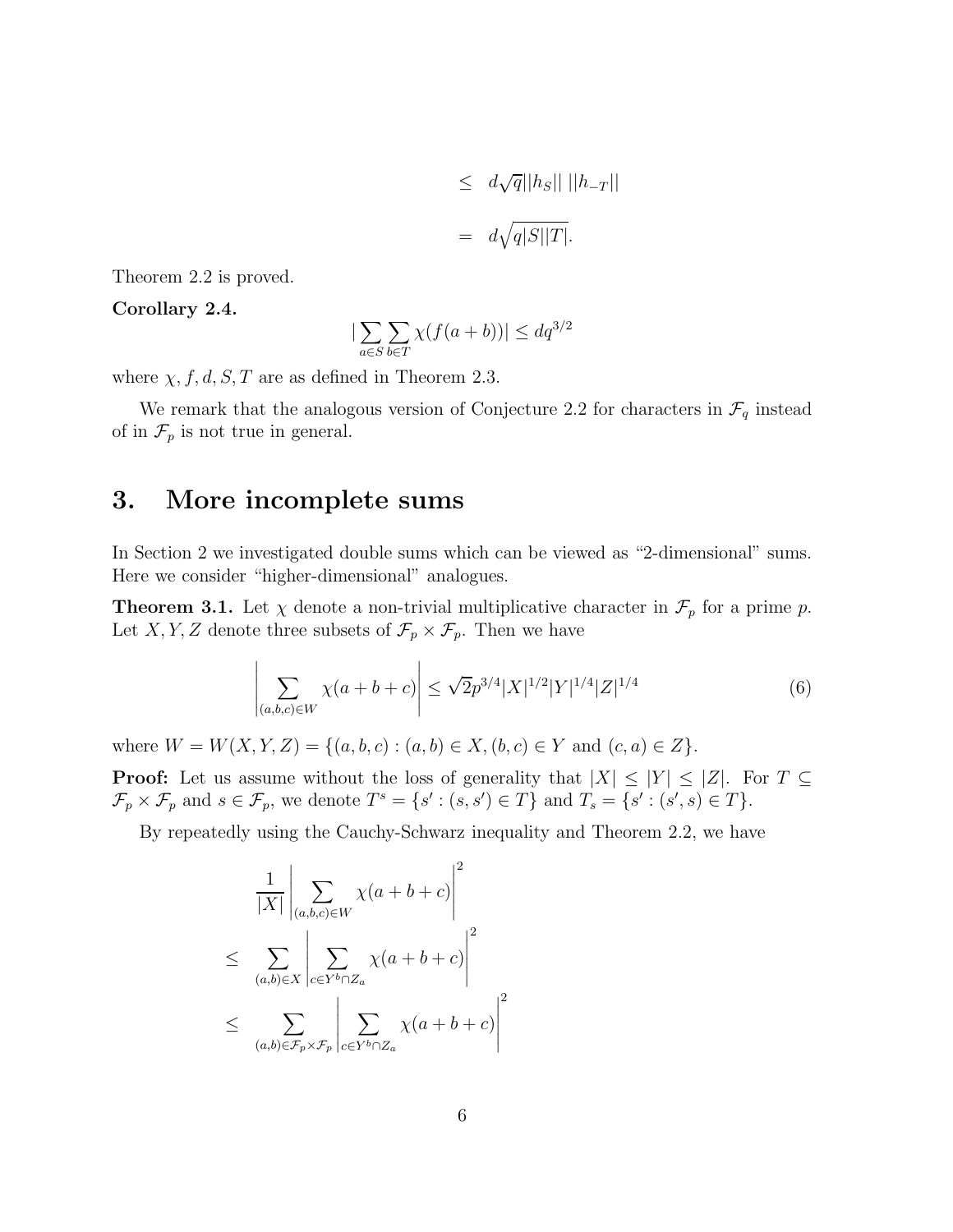$$
\begin{aligned}
&\leq \quad d\sqrt{q}||h_S||\;||h_{-T}|| \\
&= \quad d\sqrt{q|S||T|}.
\end{aligned}
$$

Theorem 2.2 is proved.

**Corollary 2.4.**

$$
|\sum_{a\in S}\sum_{b\in T}\chi(f(a+b))| \leq dq^{3/2}
$$

where $\chi, f, d, S, T$ are as defined in Theorem 2.3.

We remark that the analogous version of Conjecture 2.2 for characters in $\mathcal{F}_q$ instead of in $\mathcal{F}_p$ is not true in general.

# 3. More incomplete sums

In Section 2 we investigated double sums which can be viewed as "2-dimensional" sums. Here we consider "higher-dimensional" analogues.

**Theorem 3.1.** Let $\chi$ denote a non-trivial multiplicative character in $\mathcal{F}_p$ for a prime $p$. Let $X, Y, Z$ denote three subsets of $\mathcal{F}_p \times \mathcal{F}_p$. Then we have

$$
\left|\sum_{(a,b,c)\in W}\chi(a+b+c)\right| \leq \sqrt{2}p^{3/4}|X|^{1/2}|Y|^{1/4}|Z|^{1/4} \tag{6}
$$

where $W = W(X, Y, Z) = \{(a, b, c) : (a, b) \in X, (b, c) \in Y \text{ and } (c, a) \in Z\}$.

**Proof:** Let us assume without the loss of generality that $|X| \leq |Y| \leq |Z|$. For $T \subseteq \mathcal{F}_p \times \mathcal{F}_p$ and $s \in \mathcal{F}_p$, we denote $T^s = \{s' : (s, s') \in T\}$ and $T_s = \{s' : (s', s) \in T\}$.

By repeatedly using the Cauchy-Schwarz inequality and Theorem 2.2, we have

$$
\begin{aligned}
&\frac{1}{|X|}\left|\sum_{(a,b,c)\in W}\chi(a+b+c)\right|^2 \\
\leq \quad &\sum_{(a,b)\in X}\left|\sum_{c\in Y^b\cap Z_a}\chi(a+b+c)\right|^2 \\
\leq \quad &\sum_{(a,b)\in \mathcal{F}_p\times\mathcal{F}_p}\left|\sum_{c\in Y^b\cap Z_a}\chi(a+b+c)\right|^2
\end{aligned}
$$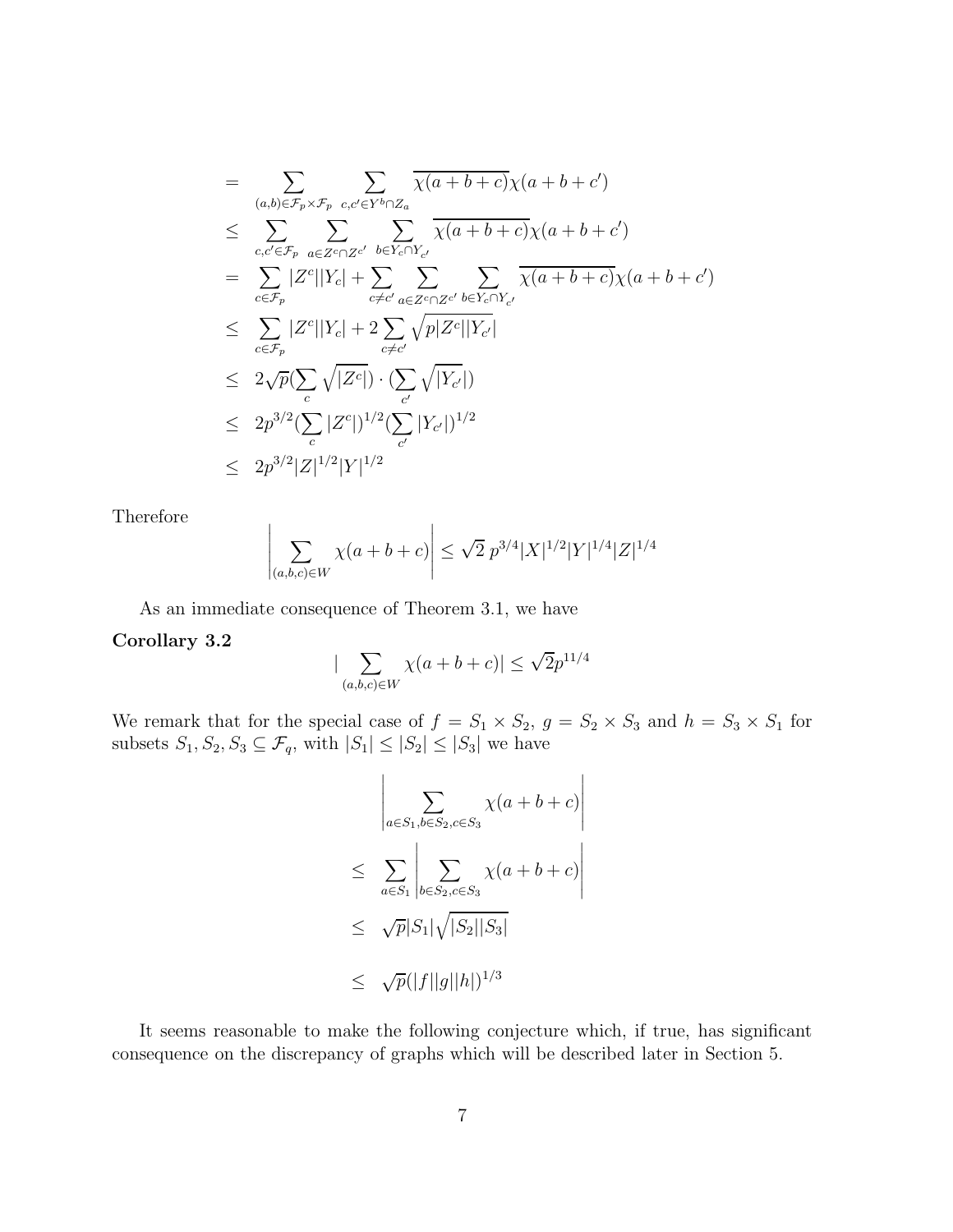$$
\begin{aligned}
&= \sum_{(a,b)\in\mathcal{F}_p\times\mathcal{F}_p} \sum_{c,c'\in Y^b\cap Z_a} \overline{\chi(a+b+c)}\chi(a+b+c') \\
&\leq \sum_{c,c'\in\mathcal{F}_p} \sum_{a\in Z^c\cap Z^{c'}} \sum_{b\in Y_c\cap Y_{c'}} \overline{\chi(a+b+c)}\chi(a+b+c') \\
&= \sum_{c\in\mathcal{F}_p} |Z^c||Y_c| + \sum_{c\neq c'} \sum_{a\in Z^c\cap Z^{c'}} \sum_{b\in Y_c\cap Y_{c'}} \overline{\chi(a+b+c)}\chi(a+b+c') \\
&\leq \sum_{c\in\mathcal{F}_p} |Z^c||Y_c| + 2\sum_{c\neq c'} \sqrt{p|Z^c||Y_{c'}|} \\
&\leq 2\sqrt{p}(\sum_c \sqrt{|Z^c|})\cdot(\sum_{c'}\sqrt{|Y_{c'}|}) \\
&\leq 2p^{3/2}(\sum_c |Z^c|)^{1/2}(\sum_{c'}|Y_{c'}|)^{1/2} \\
&\leq 2p^{3/2}|Z|^{1/2}|Y|^{1/2}
\end{aligned}
$$

Therefore

$$
\left|\sum_{(a,b,c)\in W} \chi(a+b+c)\right| \leq \sqrt{2}\; p^{3/4}|X|^{1/2}|Y|^{1/4}|Z|^{1/4}
$$

As an immediate consequence of Theorem 3.1, we have

**Corollary 3.2**

$$
|\sum_{(a,b,c)\in W} \chi(a+b+c)| \leq \sqrt{2}p^{11/4}
$$

We remark that for the special case of $f = S_1 \times S_2$, $g = S_2 \times S_3$ and $h = S_3 \times S_1$ for subsets $S_1, S_2, S_3 \subseteq \mathcal{F}_q$, with $|S_1| \leq |S_2| \leq |S_3|$ we have

$$
\begin{aligned}
&\left|\sum_{a\in S_1, b\in S_2, c\in S_3} \chi(a+b+c)\right| \\
\leq\; &\sum_{a\in S_1}\left|\sum_{b\in S_2, c\in S_3} \chi(a+b+c)\right| \\
\leq\; &\sqrt{p}|S_1|\sqrt{|S_2||S_3|} \\
\leq\; &\sqrt{p}(|f||g||h|)^{1/3}
\end{aligned}
$$

It seems reasonable to make the following conjecture which, if true, has significant consequence on the discrepancy of graphs which will be described later in Section 5.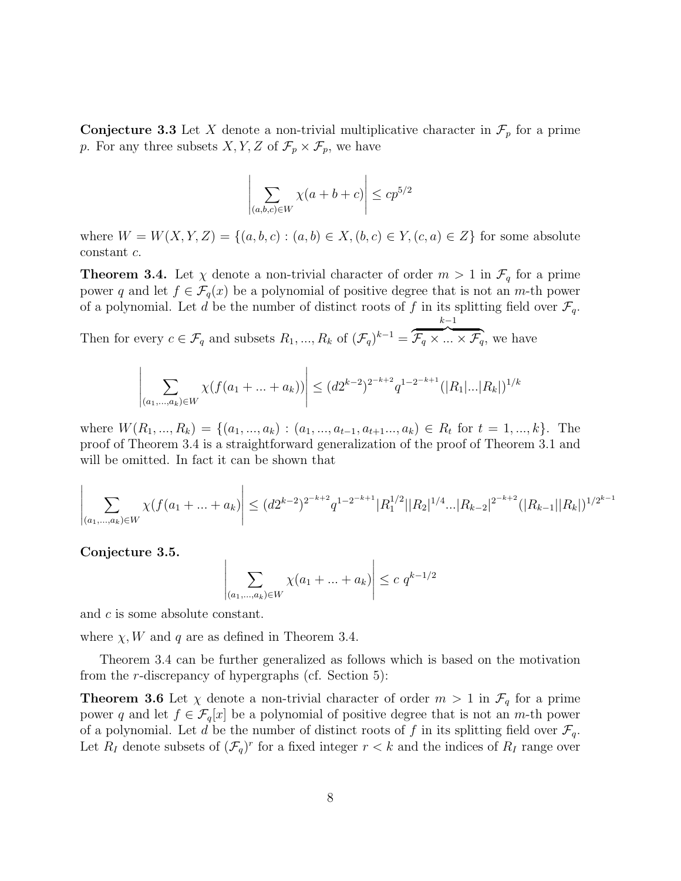**Conjecture 3.3** Let $X$ denote a non-trivial multiplicative character in $\mathcal{F}_p$ for a prime $p$. For any three subsets $X, Y, Z$ of $\mathcal{F}_p \times \mathcal{F}_p$, we have

$$\left| \sum_{(a,b,c) \in W} \chi(a+b+c) \right| \leq cp^{5/2}$$

where $W = W(X, Y, Z) = \{(a, b, c) : (a, b) \in X, (b, c) \in Y, (c, a) \in Z\}$ for some absolute constant $c$.

**Theorem 3.4.** Let $\chi$ denote a non-trivial character of order $m > 1$ in $\mathcal{F}_q$ for a prime power $q$ and let $f \in \mathcal{F}_q(x)$ be a polynomial of positive degree that is not an $m$-th power of a polynomial. Let $d$ be the number of distinct roots of $f$ in its splitting field over $\mathcal{F}_q$. Then for every $c \in \mathcal{F}_q$ and subsets $R_1, ..., R_k$ of $(\mathcal{F}_q)^{k-1} = \overbrace{\mathcal{F}_q \times ... \times \mathcal{F}_q}^{k-1}$, we have

$$\left| \sum_{(a_1,...,a_k) \in W} \chi(f(a_1 + ... + a_k)) \right| \leq (d2^{k-2})^{2^{-k+2}} q^{1-2^{-k+1}} (|R_1|...|R_k|)^{1/k}$$

where $W(R_1, ..., R_k) = \{(a_1, ..., a_k) : (a_1, ..., a_{t-1}, a_{t+1}..., a_k) \in R_t \text{ for } t = 1, ..., k\}$. The proof of Theorem 3.4 is a straightforward generalization of the proof of Theorem 3.1 and will be omitted. In fact it can be shown that

$$\left| \sum_{(a_1,...,a_k) \in W} \chi(f(a_1 + ... + a_k) \right| \leq (d2^{k-2})^{2^{-k+2}} q^{1-2^{-k+1}} |R_1^{1/2}||R_2|^{1/4}...|R_{k-2}|^{2^{-k+2}} (|R_{k-1}||R_k|)^{1/2^{k-1}}$$

**Conjecture 3.5.**

$$\left| \sum_{(a_1,...,a_k) \in W} \chi(a_1 + ... + a_k) \right| \leq c \; q^{k-1/2}$$

and $c$ is some absolute constant.

where $\chi, W$ and $q$ are as defined in Theorem 3.4.

Theorem 3.4 can be further generalized as follows which is based on the motivation from the $r$-discrepancy of hypergraphs (cf. Section 5):

**Theorem 3.6** Let $\chi$ denote a non-trivial character of order $m > 1$ in $\mathcal{F}_q$ for a prime power $q$ and let $f \in \mathcal{F}_q[x]$ be a polynomial of positive degree that is not an $m$-th power of a polynomial. Let $d$ be the number of distinct roots of $f$ in its splitting field over $\mathcal{F}_q$. Let $R_I$ denote subsets of $(\mathcal{F}_q)^r$ for a fixed integer $r < k$ and the indices of $R_I$ range over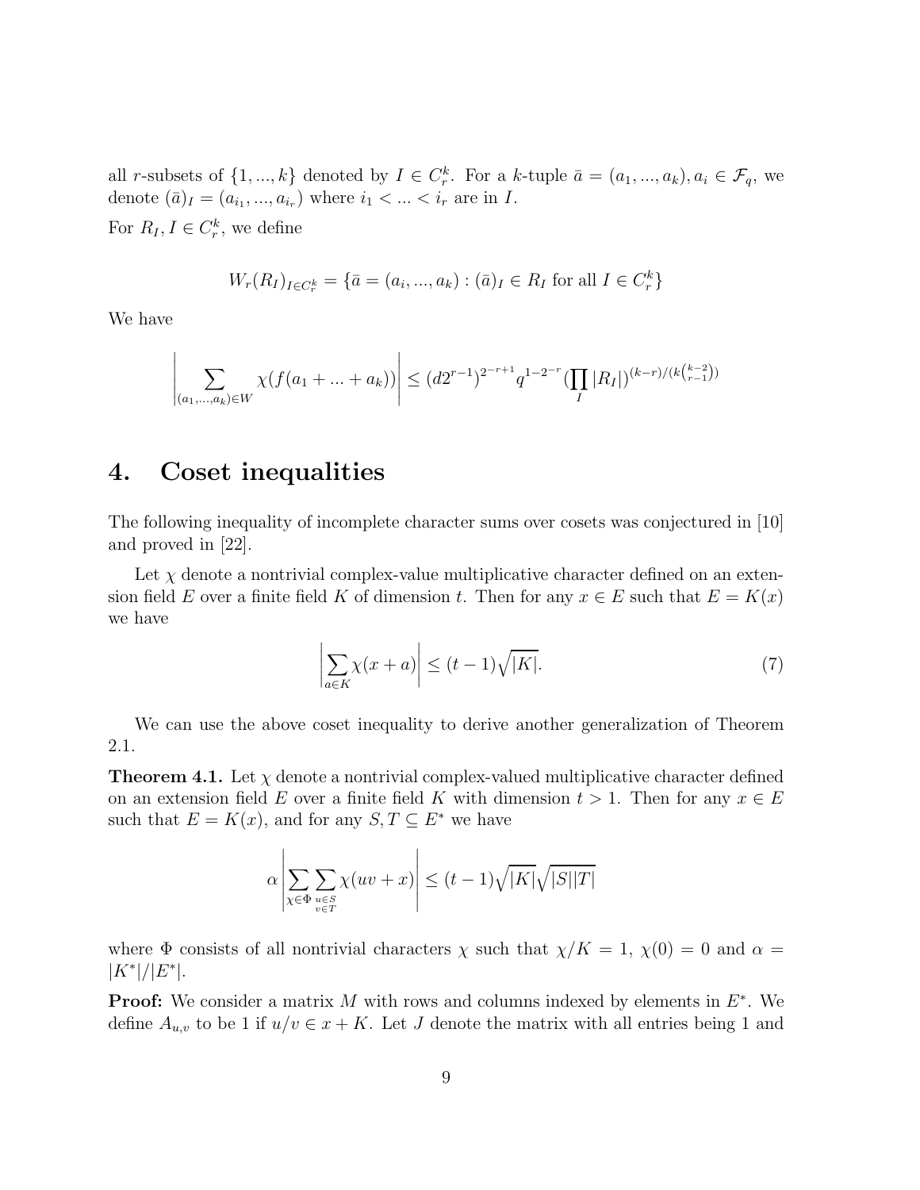all $r$-subsets of $\{1, ..., k\}$ denoted by $I \in C_r^k$. For a $k$-tuple $\bar{a} = (a_1, ..., a_k), a_i \in \mathcal{F}_q$, we denote $(\bar{a})_I = (a_{i_1}, ..., a_{i_r})$ where $i_1 < ... < i_r$ are in $I$.

For $R_I, I \in C_r^k$, we define

$$W_r(R_I)_{I \in C_r^k} = \{\bar{a} = (a_i, ..., a_k) : (\bar{a})_I \in R_I \text{ for all } I \in C_r^k\}$$

We have

$$\left| \sum_{(a_1,...,a_k) \in W} \chi(f(a_1 + ... + a_k)) \right| \leq (d2^{r-1})^{2^{-r+1}} q^{1-2^{-r}} (\prod_I |R_I|)^{(k-r)/(k\binom{k-2}{r-1})}$$

# 4. Coset inequalities

The following inequality of incomplete character sums over cosets was conjectured in [10] and proved in [22].

Let $\chi$ denote a nontrivial complex-value multiplicative character defined on an extension field $E$ over a finite field $K$ of dimension $t$. Then for any $x \in E$ such that $E = K(x)$ we have

$$\left| \sum_{a \in K} \chi(x + a) \right| \leq (t-1)\sqrt{|K|}. \tag{7}$$

We can use the above coset inequality to derive another generalization of Theorem 2.1.

**Theorem 4.1.** Let $\chi$ denote a nontrivial complex-valued multiplicative character defined on an extension field $E$ over a finite field $K$ with dimension $t > 1$. Then for any $x \in E$ such that $E = K(x)$, and for any $S, T \subseteq E^*$ we have

$$\alpha \left| \sum_{\chi \in \Phi} \sum_{\substack{u \in S \\ v \in T}} \chi(uv + x) \right| \leq (t-1)\sqrt{|K|}\sqrt{|S||T|}$$

where $\Phi$ consists of all nontrivial characters $\chi$ such that $\chi/K = 1$, $\chi(0) = 0$ and $\alpha = |K^*|/|E^*|$.

**Proof:** We consider a matrix $M$ with rows and columns indexed by elements in $E^*$. We define $A_{u,v}$ to be 1 if $u/v \in x + K$. Let $J$ denote the matrix with all entries being 1 and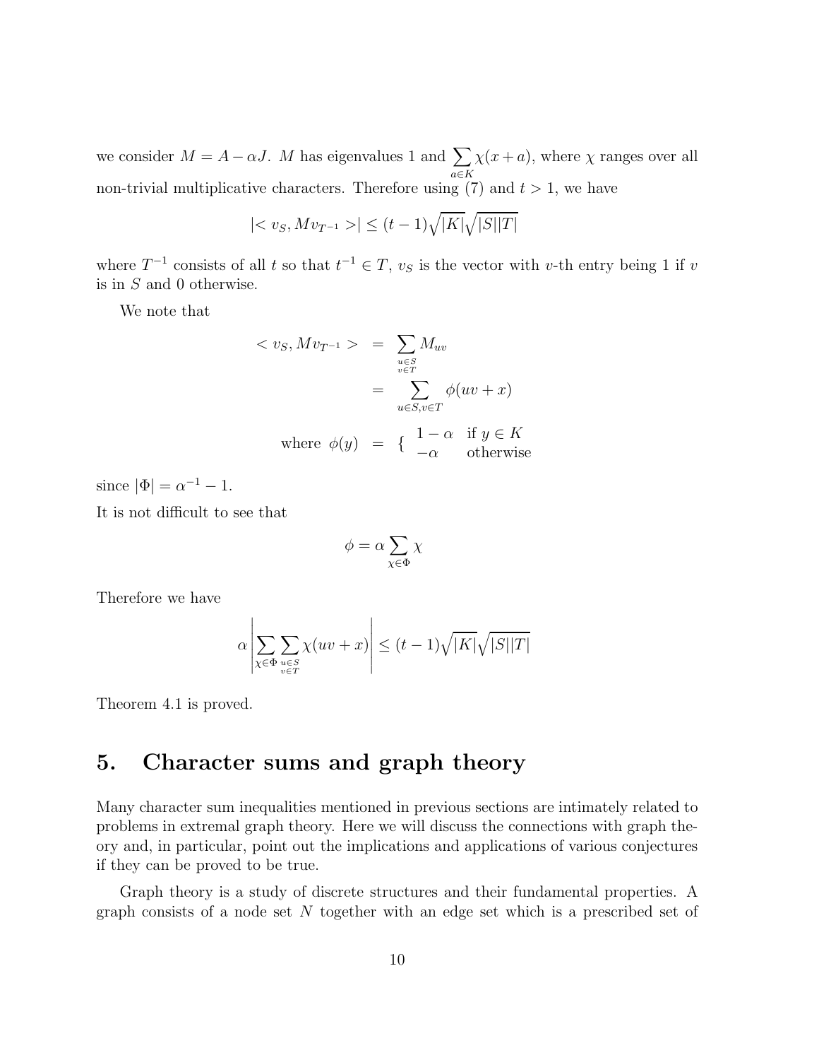we consider $M = A - \alpha J$. $M$ has eigenvalues 1 and $\sum_{a \in K} \chi(x+a)$, where $\chi$ ranges over all non-trivial multiplicative characters. Therefore using (7) and $t > 1$, we have

$$|< v_S, M v_{T^{-1}} >| \leq (t-1)\sqrt{|K|}\sqrt{|S||T|}$$

where $T^{-1}$ consists of all $t$ so that $t^{-1} \in T$, $v_S$ is the vector with $v$-th entry being 1 if $v$ is in $S$ and 0 otherwise.

We note that

$$\begin{aligned}
< v_S, M v_{T^{-1}} > &= \sum_{\substack{u \in S \\ v \in T}} M_{uv} \\
&= \sum_{u \in S, v \in T} \phi(uv + x) \\
\text{where } \phi(y) &= \begin{cases} 1 - \alpha & \text{if } y \in K \\ -\alpha & \text{otherwise} \end{cases}
\end{aligned}$$

since $|\Phi| = \alpha^{-1} - 1$.

It is not difficult to see that

$$\phi = \alpha \sum_{\chi \in \Phi} \chi$$

Therefore we have

$$\alpha \left| \sum_{\chi \in \Phi} \sum_{\substack{u \in S \\ v \in T}} \chi(uv + x) \right| \leq (t-1)\sqrt{|K|}\sqrt{|S||T|}$$

Theorem 4.1 is proved.

## 5. Character sums and graph theory

Many character sum inequalities mentioned in previous sections are intimately related to problems in extremal graph theory. Here we will discuss the connections with graph theory and, in particular, point out the implications and applications of various conjectures if they can be proved to be true.

Graph theory is a study of discrete structures and their fundamental properties. A graph consists of a node set $N$ together with an edge set which is a prescribed set of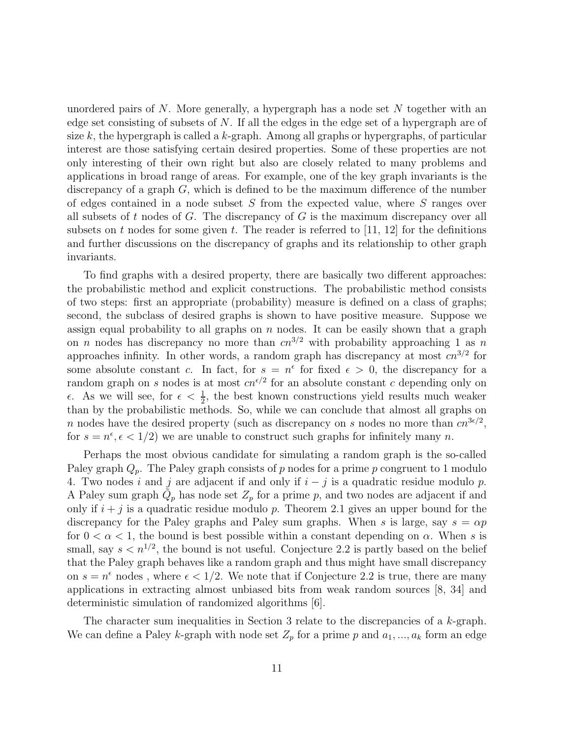unordered pairs of $N$. More generally, a hypergraph has a node set $N$ together with an edge set consisting of subsets of $N$. If all the edges in the edge set of a hypergraph are of size $k$, the hypergraph is called a $k$-graph. Among all graphs or hypergraphs, of particular interest are those satisfying certain desired properties. Some of these properties are not only interesting of their own right but also are closely related to many problems and applications in broad range of areas. For example, one of the key graph invariants is the discrepancy of a graph $G$, which is defined to be the maximum difference of the number of edges contained in a node subset $S$ from the expected value, where $S$ ranges over all subsets of $t$ nodes of $G$. The discrepancy of $G$ is the maximum discrepancy over all subsets on $t$ nodes for some given $t$. The reader is referred to [11, 12] for the definitions and further discussions on the discrepancy of graphs and its relationship to other graph invariants.

To find graphs with a desired property, there are basically two different approaches: the probabilistic method and explicit constructions. The probabilistic method consists of two steps: first an appropriate (probability) measure is defined on a class of graphs; second, the subclass of desired graphs is shown to have positive measure. Suppose we assign equal probability to all graphs on $n$ nodes. It can be easily shown that a graph on $n$ nodes has discrepancy no more than $cn^{3/2}$ with probability approaching 1 as $n$ approaches infinity. In other words, a random graph has discrepancy at most $cn^{3/2}$ for some absolute constant $c$. In fact, for $s = n^{\epsilon}$ for fixed $\epsilon > 0$, the discrepancy for a random graph on $s$ nodes is at most $cn^{\epsilon/2}$ for an absolute constant $c$ depending only on $\epsilon$. As we will see, for $\epsilon < \frac{1}{2}$, the best known constructions yield results much weaker than by the probabilistic methods. So, while we can conclude that almost all graphs on $n$ nodes have the desired property (such as discrepancy on $s$ nodes no more than $cn^{3\epsilon/2}$, for $s = n^{\epsilon}, \epsilon < 1/2$) we are unable to construct such graphs for infinitely many $n$.

Perhaps the most obvious candidate for simulating a random graph is the so-called Paley graph $Q_p$. The Paley graph consists of $p$ nodes for a prime $p$ congruent to 1 modulo 4. Two nodes $i$ and $j$ are adjacent if and only if $i - j$ is a quadratic residue modulo $p$. A Paley sum graph $\tilde{Q}_p$ has node set $Z_p$ for a prime $p$, and two nodes are adjacent if and only if $i + j$ is a quadratic residue modulo $p$. Theorem 2.1 gives an upper bound for the discrepancy for the Paley graphs and Paley sum graphs. When $s$ is large, say $s = \alpha p$ for $0 < \alpha < 1$, the bound is best possible within a constant depending on $\alpha$. When $s$ is small, say $s < n^{1/2}$, the bound is not useful. Conjecture 2.2 is partly based on the belief that the Paley graph behaves like a random graph and thus might have small discrepancy on $s = n^{\epsilon}$ nodes , where $\epsilon < 1/2$. We note that if Conjecture 2.2 is true, there are many applications in extracting almost unbiased bits from weak random sources [8, 34] and deterministic simulation of randomized algorithms [6].

The character sum inequalities in Section 3 relate to the discrepancies of a $k$-graph. We can define a Paley $k$-graph with node set $Z_p$ for a prime $p$ and $a_1, ..., a_k$ form an edge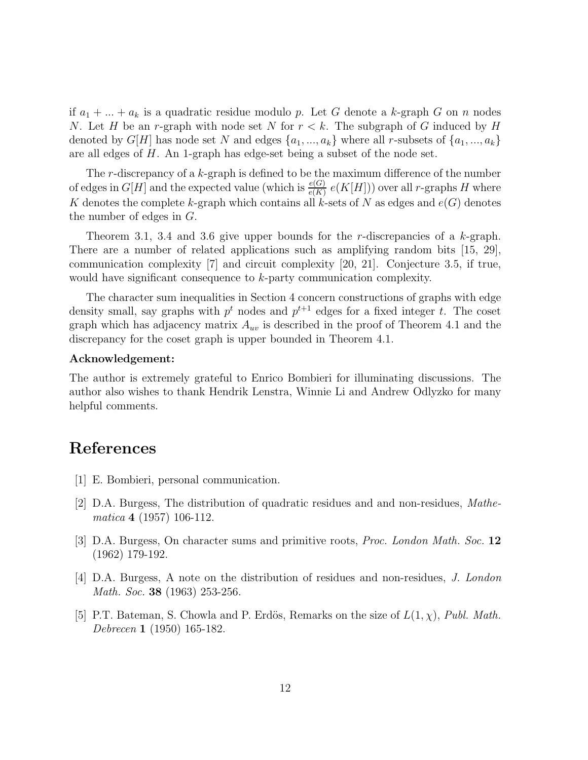if $a_1 + ... + a_k$ is a quadratic residue modulo $p$. Let $G$ denote a $k$-graph $G$ on $n$ nodes $N$. Let $H$ be an $r$-graph with node set $N$ for $r < k$. The subgraph of $G$ induced by $H$ denoted by $G[H]$ has node set $N$ and edges $\{a_1, ..., a_k\}$ where all $r$-subsets of $\{a_1, ..., a_k\}$ are all edges of $H$. An 1-graph has edge-set being a subset of the node set.

The $r$-discrepancy of a $k$-graph is defined to be the maximum difference of the number of edges in $G[H]$ and the expected value (which is $\frac{e(G)}{e(K)}\ e(K[H])$) over all $r$-graphs $H$ where $K$ denotes the complete $k$-graph which contains all $k$-sets of $N$ as edges and $e(G)$ denotes the number of edges in $G$.

Theorem 3.1, 3.4 and 3.6 give upper bounds for the $r$-discrepancies of a $k$-graph. There are a number of related applications such as amplifying random bits [15, 29], communication complexity [7] and circuit complexity [20, 21]. Conjecture 3.5, if true, would have significant consequence to $k$-party communication complexity.

The character sum inequalities in Section 4 concern constructions of graphs with edge density small, say graphs with $p^t$ nodes and $p^{t+1}$ edges for a fixed integer $t$. The coset graph which has adjacency matrix $A_{uv}$ is described in the proof of Theorem 4.1 and the discrepancy for the coset graph is upper bounded in Theorem 4.1.

**Acknowledgement:**

The author is extremely grateful to Enrico Bombieri for illuminating discussions. The author also wishes to thank Hendrik Lenstra, Winnie Li and Andrew Odlyzko for many helpful comments.

# References

[1] E. Bombieri, personal communication.

[2] D.A. Burgess, The distribution of quadratic residues and and non-residues, *Mathematica* **4** (1957) 106-112.

[3] D.A. Burgess, On character sums and primitive roots, *Proc. London Math. Soc.* **12** (1962) 179-192.

[4] D.A. Burgess, A note on the distribution of residues and non-residues, *J. London Math. Soc.* **38** (1963) 253-256.

[5] P.T. Bateman, S. Chowla and P. Erdös, Remarks on the size of $L(1, \chi)$, *Publ. Math. Debrecen* **1** (1950) 165-182.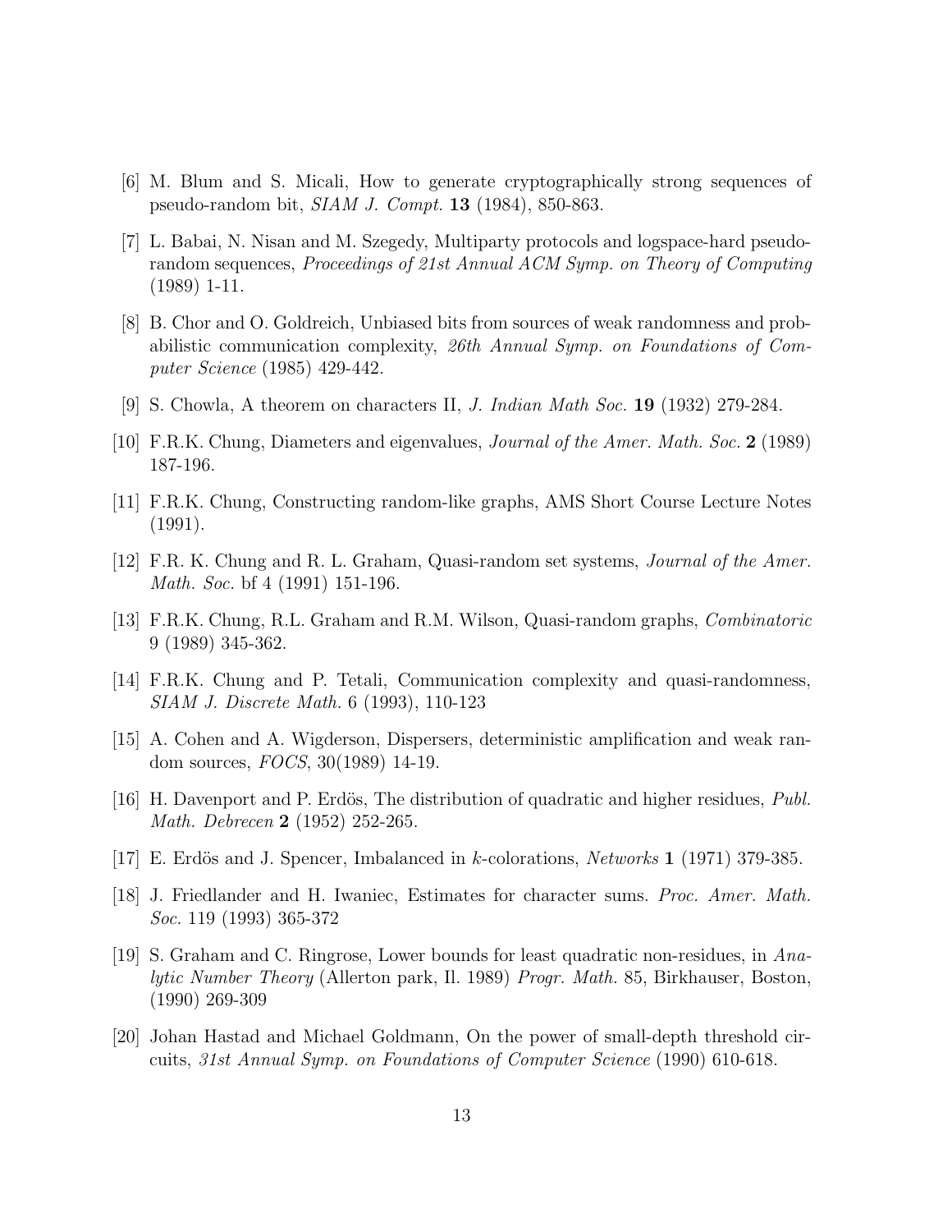[6] M. Blum and S. Micali, How to generate cryptographically strong sequences of pseudo-random bit, *SIAM J. Compt.* **13** (1984), 850-863.

[7] L. Babai, N. Nisan and M. Szegedy, Multiparty protocols and logspace-hard pseudo-random sequences, *Proceedings of 21st Annual ACM Symp. on Theory of Computing* (1989) 1-11.

[8] B. Chor and O. Goldreich, Unbiased bits from sources of weak randomness and probabilistic communication complexity, *26th Annual Symp. on Foundations of Computer Science* (1985) 429-442.

[9] S. Chowla, A theorem on characters II, *J. Indian Math Soc.* **19** (1932) 279-284.

[10] F.R.K. Chung, Diameters and eigenvalues, *Journal of the Amer. Math. Soc.* **2** (1989) 187-196.

[11] F.R.K. Chung, Constructing random-like graphs, AMS Short Course Lecture Notes (1991).

[12] F.R. K. Chung and R. L. Graham, Quasi-random set systems, *Journal of the Amer. Math. Soc.* bf 4 (1991) 151-196.

[13] F.R.K. Chung, R.L. Graham and R.M. Wilson, Quasi-random graphs, *Combinatoric* 9 (1989) 345-362.

[14] F.R.K. Chung and P. Tetali, Communication complexity and quasi-randomness, *SIAM J. Discrete Math.* 6 (1993), 110-123

[15] A. Cohen and A. Wigderson, Dispersers, deterministic amplification and weak random sources, *FOCS*, 30(1989) 14-19.

[16] H. Davenport and P. Erdös, The distribution of quadratic and higher residues, *Publ. Math. Debrecen* **2** (1952) 252-265.

[17] E. Erdös and J. Spencer, Imbalanced in $k$-colorations, *Networks* **1** (1971) 379-385.

[18] J. Friedlander and H. Iwaniec, Estimates for character sums. *Proc. Amer. Math. Soc.* 119 (1993) 365-372

[19] S. Graham and C. Ringrose, Lower bounds for least quadratic non-residues, in *Analytic Number Theory* (Allerton park, Il. 1989) *Progr. Math.* 85, Birkhauser, Boston, (1990) 269-309

[20] Johan Hastad and Michael Goldmann, On the power of small-depth threshold circuits, *31st Annual Symp. on Foundations of Computer Science* (1990) 610-618.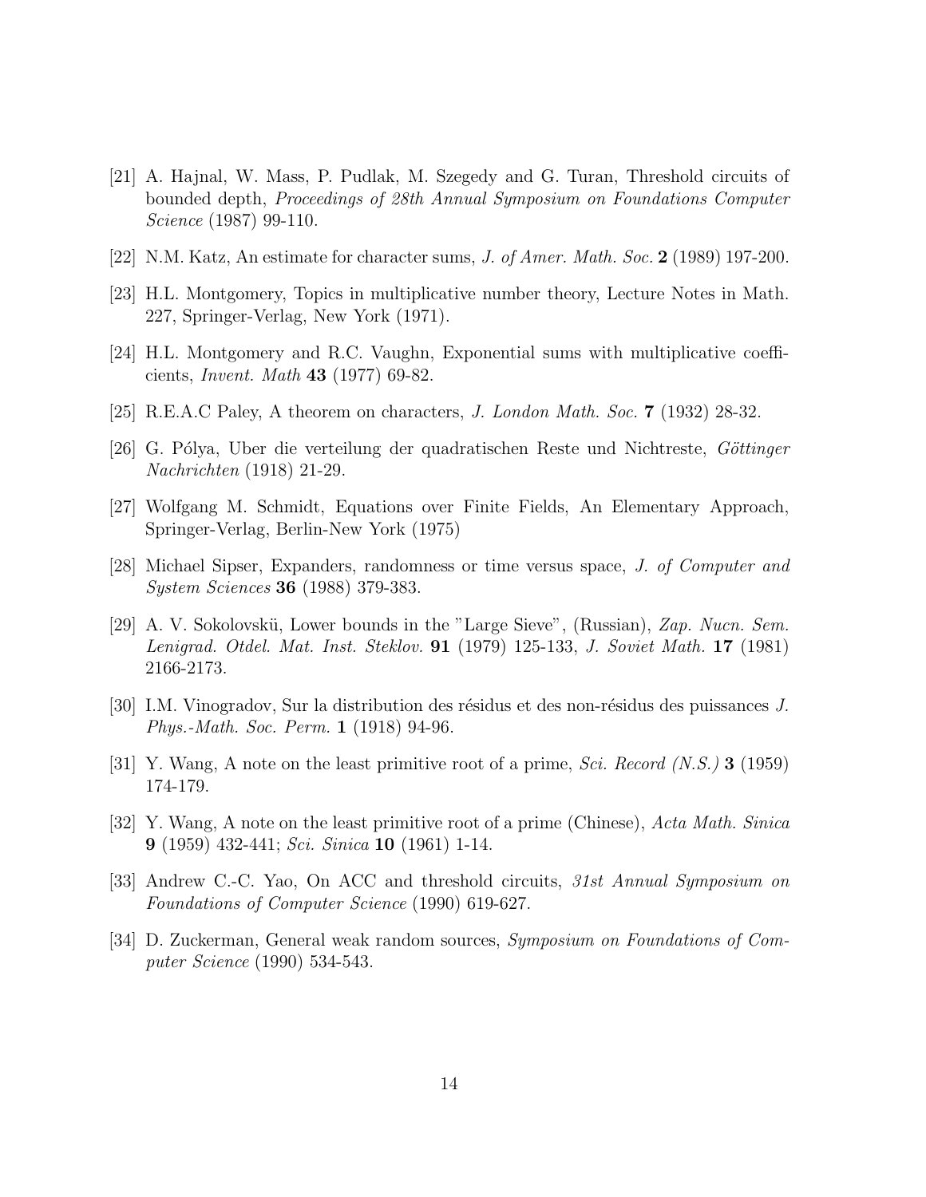[21] A. Hajnal, W. Mass, P. Pudlak, M. Szegedy and G. Turan, Threshold circuits of bounded depth, *Proceedings of 28th Annual Symposium on Foundations Computer Science* (1987) 99-110.

[22] N.M. Katz, An estimate for character sums, *J. of Amer. Math. Soc.* **2** (1989) 197-200.

[23] H.L. Montgomery, Topics in multiplicative number theory, Lecture Notes in Math. 227, Springer-Verlag, New York (1971).

[24] H.L. Montgomery and R.C. Vaughn, Exponential sums with multiplicative coefficients, *Invent. Math* **43** (1977) 69-82.

[25] R.E.A.C Paley, A theorem on characters, *J. London Math. Soc.* **7** (1932) 28-32.

[26] G. Pólya, Uber die verteilung der quadratischen Reste und Nichtreste, *Göttinger Nachrichten* (1918) 21-29.

[27] Wolfgang M. Schmidt, Equations over Finite Fields, An Elementary Approach, Springer-Verlag, Berlin-New York (1975)

[28] Michael Sipser, Expanders, randomness or time versus space, *J. of Computer and System Sciences* **36** (1988) 379-383.

[29] A. V. Sokolovskü, Lower bounds in the "Large Sieve", (Russian), *Zap. Nucn. Sem. Lenigrad. Otdel. Mat. Inst. Steklov.* **91** (1979) 125-133, *J. Soviet Math.* **17** (1981) 2166-2173.

[30] I.M. Vinogradov, Sur la distribution des résidus et des non-résidus des puissances *J. Phys.-Math. Soc. Perm.* **1** (1918) 94-96.

[31] Y. Wang, A note on the least primitive root of a prime, *Sci. Record (N.S.)* **3** (1959) 174-179.

[32] Y. Wang, A note on the least primitive root of a prime (Chinese), *Acta Math. Sinica* **9** (1959) 432-441; *Sci. Sinica* **10** (1961) 1-14.

[33] Andrew C.-C. Yao, On ACC and threshold circuits, *31st Annual Symposium on Foundations of Computer Science* (1990) 619-627.

[34] D. Zuckerman, General weak random sources, *Symposium on Foundations of Computer Science* (1990) 534-543.